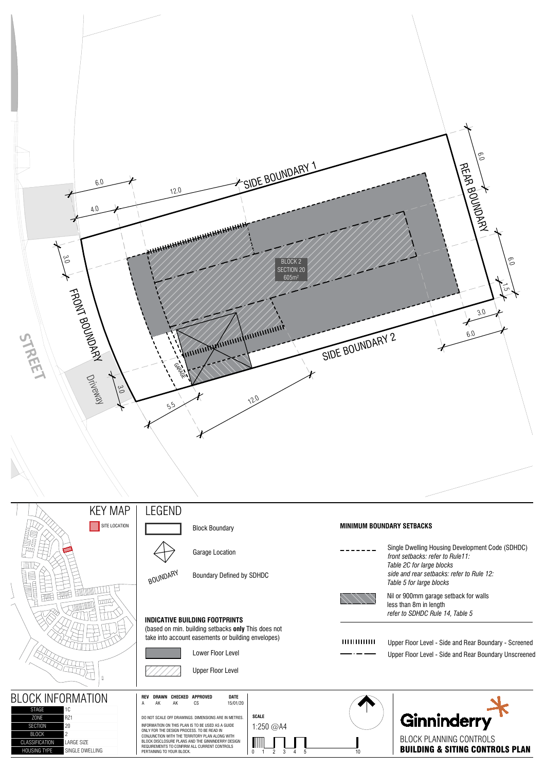STREET

FRONT BOUNDARY

Driveway

SIDE BOUNDARY 1

SIDE BOUNDARY 2

REAR BOUNDARY

BLOCK 2
SECTION 20
605m²

GARAGE

6.0 12.0 4.0 3.0 3.0 5.5 12.0 6.0 6.0 1.5 3.0 6.0

# KEY MAP

SITE LOCATION

# LEGEND

- Block Boundary
- Garage Location
- BOUNDARY — Boundary Defined by SDHDC

**INDICATIVE BUILDING FOOTPRINTS**

(based on min. building setbacks **only** This does not take into account easements or building envelopes)

- Lower Floor Level
- Upper Floor Level

**MINIMUM BOUNDARY SETBACKS**

- Single Dwelling Housing Development Code (SDHDC) *front setbacks: refer to Rule11: Table 2C for large blocks side and rear setbacks: refer to Rule 12: Table 5 for large blocks*
- Nil or 900mm garage setback for walls less than 8m in length *refer to SDHDC Rule 14, Table 5*
- Upper Floor Level - Side and Rear Boundary - Screened
- Upper Floor Level - Side and Rear Boundary Unscreened

# BLOCK INFORMATION

| | |
|---|---|
| STAGE | 1C |
| ZONE | RZ1 |
| SECTION | 20 |
| BLOCK | 2 |
| CLASSIFICATION | LARGE SIZE |
| HOUSING TYPE | SINGLE DWELLING |

| REV | DRAWN | CHECKED | APPROVED | DATE |
|---|---|---|---|---|
| A | AK | AK | CS | 15/01/20 |

DO NOT SCALE OFF DRAWINGS. DIMENSIONS ARE IN METRES.

INFORMATION ON THIS PLAN IS TO BE USED AS A GUIDE ONLY FOR THE DESIGN PROCESS. TO BE READ IN CONJUNCTION WITH THE TERRITORY PLAN ALONG WITH BLOCK DISCLOSURE PLANS AND THE GINNINDERRY DESIGN REQUIREMENTS TO CONFIRM ALL CURRENT CONTROLS PERTAINING TO YOUR BLOCK.

**SCALE**

1:250 @A4

0 1 2 3 4 5 10

Ginninderry

BLOCK PLANNING CONTROLS

**BUILDING & SITING CONTROLS PLAN**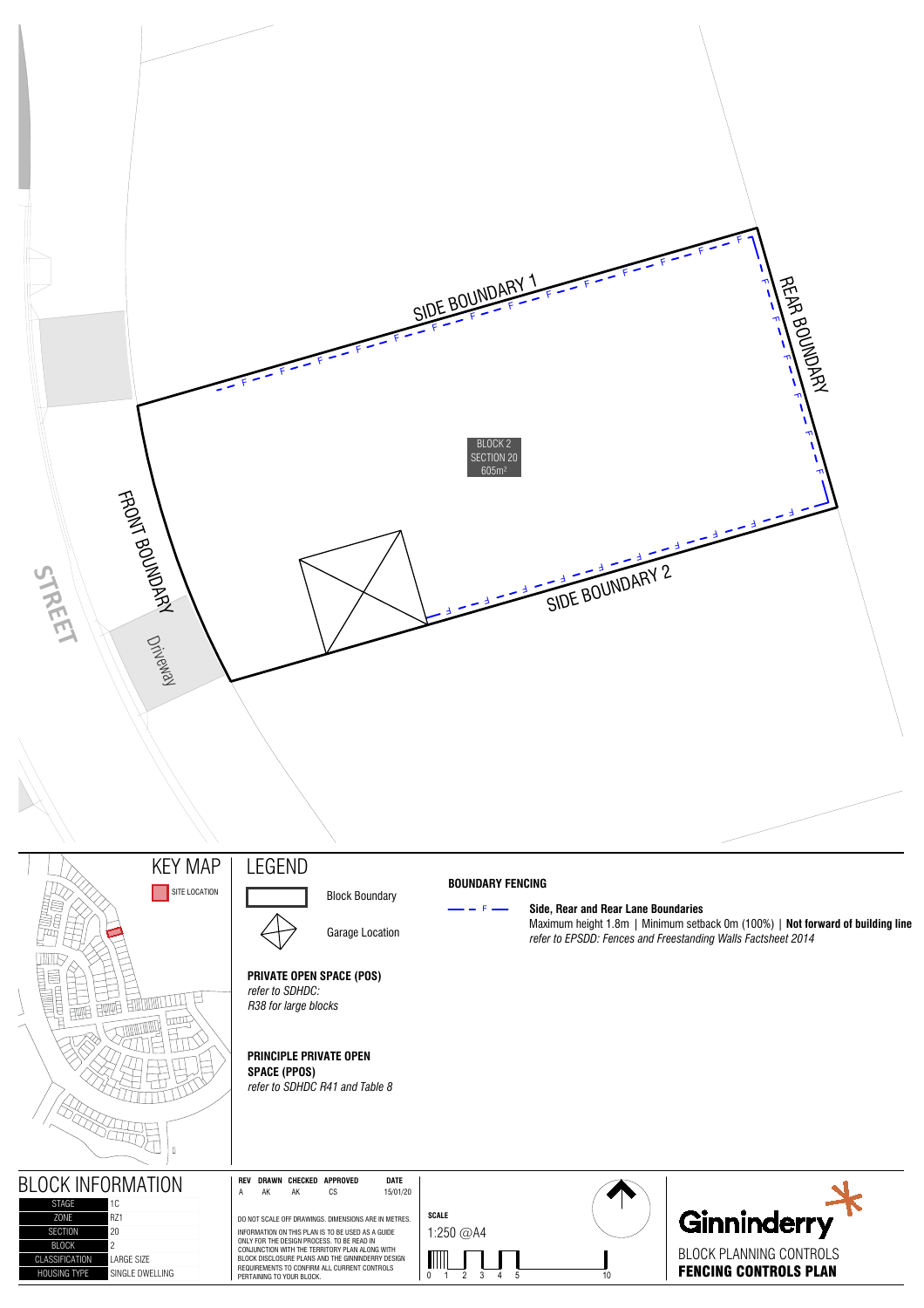SIDE BOUNDARY 1

REAR BOUNDARY

BLOCK 2
SECTION 20
605m²

FRONT BOUNDARY

STREET

Driveway

SIDE BOUNDARY 2

## KEY MAP

SITE LOCATION

## LEGEND

Block Boundary

Garage Location

**PRIVATE OPEN SPACE (POS)**
*refer to SDHDC:*
*R38 for large blocks*

**PRINCIPLE PRIVATE OPEN SPACE (PPOS)**
*refer to SDHDC R41 and Table 8*

**BOUNDARY FENCING**

**Side, Rear and Rear Lane Boundaries**
Maximum height 1.8m | Minimum setback 0m (100%) | **Not forward of building line**
*refer to EPSDD: Fences and Freestanding Walls Factsheet 2014*

## BLOCK INFORMATION

| | |
|---|---|
| STAGE | 1C |
| ZONE | RZ1 |
| SECTION | 20 |
| BLOCK | 2 |
| CLASSIFICATION | LARGE SIZE |
| HOUSING TYPE | SINGLE DWELLING |

| REV | DRAWN | CHECKED | APPROVED | DATE |
|---|---|---|---|---|
| A | AK | AK | CS | 15/01/20 |

DO NOT SCALE OFF DRAWINGS. DIMENSIONS ARE IN METRES.

INFORMATION ON THIS PLAN IS TO BE USED AS A GUIDE ONLY FOR THE DESIGN PROCESS. TO BE READ IN CONJUNCTION WITH THE TERRITORY PLAN ALONG WITH BLOCK DISCLOSURE PLANS AND THE GINNINDERRY DESIGN REQUIREMENTS TO CONFIRM ALL CURRENT CONTROLS PERTAINING TO YOUR BLOCK.

**SCALE**
1:250 @A4

0 1 2 3 4 5 10

Ginninderry

BLOCK PLANNING CONTROLS
**FENCING CONTROLS PLAN**